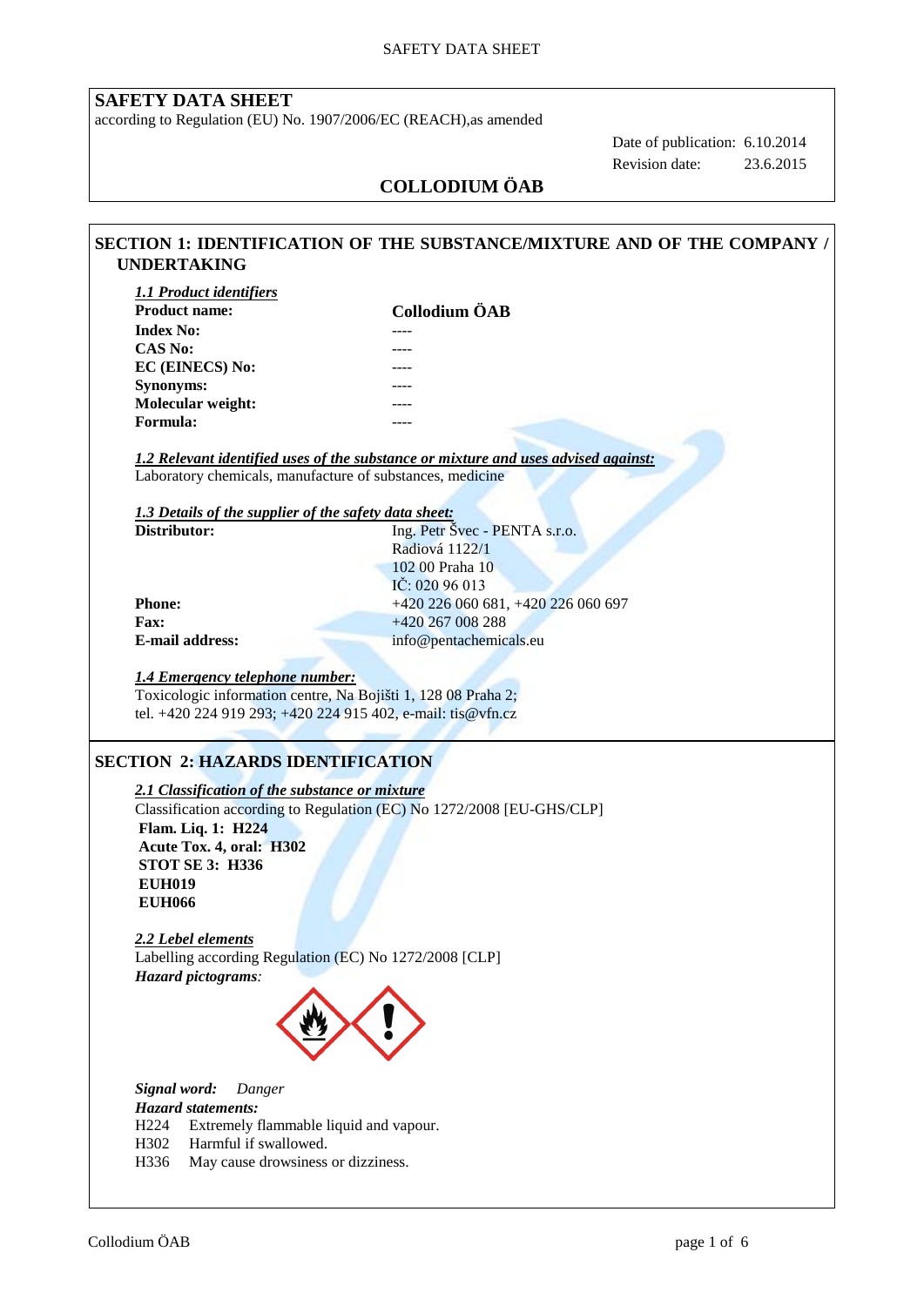# SAFETY DATA SHEET

according to Regulation (EU) No. 1907/2006/EC (REACH),as amended

Date of publication: 6.10.2014
Revision date: 23.6.2015

**COLLODIUM ÖAB**

## SECTION 1: IDENTIFICATION OF THE SUBSTANCE/MIXTURE AND OF THE COMPANY / UNDERTAKING

***1.1 Product identifiers***

| | |
|---|---|
| **Product name:** | **Collodium ÖAB** |
| **Index No:** | ---- |
| **CAS No:** | ---- |
| **EC (EINECS) No:** | ---- |
| **Synonyms:** | ---- |
| **Molecular weight:** | ---- |
| **Formula:** | ---- |

***1.2 Relevant identified uses of the substance or mixture and uses advised against:***
Laboratory chemicals, manufacture of substances, medicine

***1.3 Details of the supplier of the safety data sheet:***

| | |
|---|---|
| **Distributor:** | Ing. Petr Švec - PENTA s.r.o.<br>Radiová 1122/1<br>102 00 Praha 10<br>IČ: 020 96 013 |
| **Phone:** | +420 226 060 681, +420 226 060 697 |
| **Fax:** | +420 267 008 288 |
| **E-mail address:** | info@pentachemicals.eu |

***1.4 Emergency telephone number:***
Toxicologic information centre, Na Bojišti 1, 128 08 Praha 2;
tel. +420 224 919 293; +420 224 915 402, e-mail: tis@vfn.cz

## SECTION 2: HAZARDS IDENTIFICATION

***2.1 Classification of the substance or mixture***
Classification according to Regulation (EC) No 1272/2008 [EU-GHS/CLP]
**Flam. Liq. 1: H224**
**Acute Tox. 4, oral: H302**
**STOT SE 3: H336**
**EUH019**
**EUH066**

***2.2 Lebel elements***
Labelling according Regulation (EC) No 1272/2008 [CLP]
***Hazard pictograms**:*

***Signal word:*** *Danger*
***Hazard statements:***
H224 Extremely flammable liquid and vapour.
H302 Harmful if swallowed.
H336 May cause drowsiness or dizziness.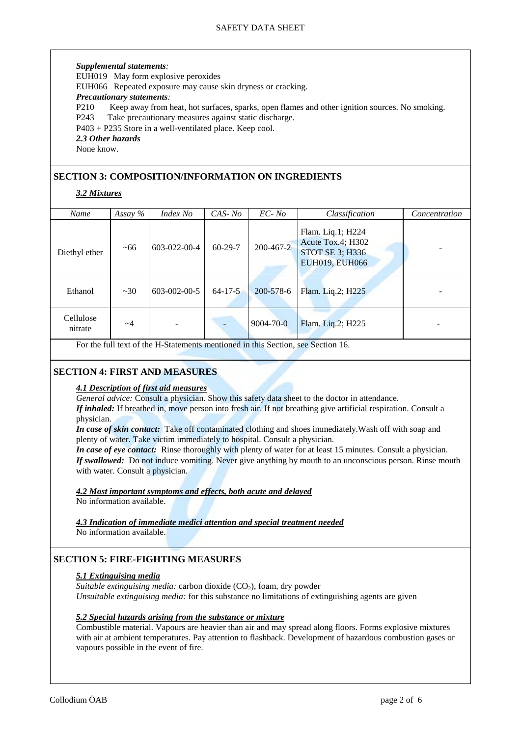***Supplemental statements:***

EUH019 May form explosive peroxides

EUH066 Repeated exposure may cause skin dryness or cracking.

***Precautionary statements:***

P210 Keep away from heat, hot surfaces, sparks, open flames and other ignition sources. No smoking.

P243 Take precautionary measures against static discharge.

P403 + P235 Store in a well-ventilated place. Keep cool.

***2.3 Other hazards***

None know.

## SECTION 3: COMPOSITION/INFORMATION ON INGREDIENTS

***3.2 Mixtures***

| *Name* | *Assay %* | *Index No* | *CAS- No* | *EC- No* | *Classification* | *Concentration* |
|---|---|---|---|---|---|---|
| Diethyl ether | ~66 | 603-022-00-4 | 60-29-7 | 200-467-2 | Flam. Liq.1; H224 Acute Tox.4; H302 STOT SE 3; H336 EUH019, EUH066 | - |
| Ethanol | ~30 | 603-002-00-5 | 64-17-5 | 200-578-6 | Flam. Liq.2; H225 | - |
| Cellulose nitrate | ~4 | - | - | 9004-70-0 | Flam. Liq.2; H225 | - |

For the full text of the H-Statements mentioned in this Section, see Section 16.

## SECTION 4: FIRST AND MEASURES

***4.1 Description of first aid measures***

*General advice:* Consult a physician. Show this safety data sheet to the doctor in attendance.

***If inhaled:*** If breathed in, move person into fresh air. If not breathing give artificial respiration. Consult a physician.

***In case of skin contact:*** Take off contaminated clothing and shoes immediately.Wash off with soap and plenty of water. Take victim immediately to hospital. Consult a physician.

***In case of eye contact:*** Rinse thoroughly with plenty of water for at least 15 minutes. Consult a physician.

***If swallowed:*** Do not induce vomiting. Never give anything by mouth to an unconscious person. Rinse mouth with water. Consult a physician.

***4.2 Most important symptoms and effects, both acute and delayed***

No information available.

***4.3 Indication of immediate medici attention and special treatment needed***

No information available.

## SECTION 5: FIRE-FIGHTING MEASURES

***5.1 Extinguising media***

*Suitable extinguising media:* carbon dioxide ($CO_2$), foam, dry powder

*Unsuitable extinguising media:* for this substance no limitations of extinguishing agents are given

***5.2 Special hazards arising from the substance or mixture***

Combustible material. Vapours are heavier than air and may spread along floors. Forms explosive mixtures with air at ambient temperatures. Pay attention to flashback. Development of hazardous combustion gases or vapours possible in the event of fire.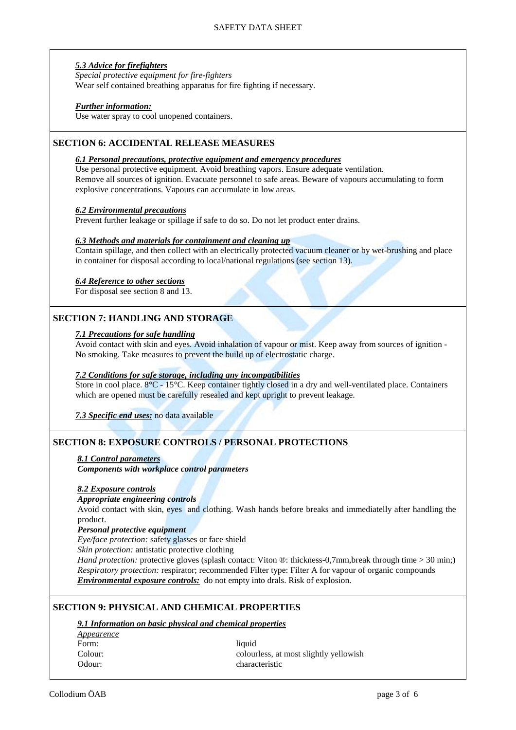### *5.3 Advice for firefighters*

*Special protective equipment for fire-fighters*

Wear self contained breathing apparatus for fire fighting if necessary.

***Further information:***

Use water spray to cool unopened containers.

## SECTION 6: ACCIDENTAL RELEASE MEASURES

***6.1 Personal precautions, protective equipment and emergency procedures***

Use personal protective equipment. Avoid breathing vapors. Ensure adequate ventilation.
Remove all sources of ignition. Evacuate personnel to safe areas. Beware of vapours accumulating to form explosive concentrations. Vapours can accumulate in low areas.

***6.2 Environmental precautions***

Prevent further leakage or spillage if safe to do so. Do not let product enter drains.

***6.3 Methods and materials for containment and cleaning up***

Contain spillage, and then collect with an electrically protected vacuum cleaner or by wet-brushing and place in container for disposal according to local/national regulations (see section 13).

***6.4 Reference to other sections***

For disposal see section 8 and 13.

## SECTION 7: HANDLING AND STORAGE

***7.1 Precautions for safe handling***

Avoid contact with skin and eyes. Avoid inhalation of vapour or mist. Keep away from sources of ignition - No smoking. Take measures to prevent the build up of electrostatic charge.

***7.2 Conditions for safe storage, including any incompatibilities***

Store in cool place. 8°C - 15°C. Keep container tightly closed in a dry and well-ventilated place. Containers which are opened must be carefully resealed and kept upright to prevent leakage.

***7.3 Specific end uses:*** no data available

## SECTION 8: EXPOSURE CONTROLS / PERSONAL PROTECTIONS

***8.1 Control parameters***

***Components with workplace control parameters***

***8.2 Exposure controls***

***Appropriate engineering controls***

Avoid contact with skin, eyes and clothing. Wash hands before breaks and immediatelly after handling the product.

***Personal protective equipment***

*Eye/face protection:* safety glasses or face shield

*Skin protection:* antistatic protective clothing

*Hand protection:* protective gloves (splash contact: Viton ®: thickness-0,7mm,break through time > 30 min;)

*Respiratory protection:* respirator; recommended Filter type: Filter A for vapour of organic compounds

***Environmental exposure controls:*** do not empty into drals. Risk of explosion.

## SECTION 9: PHYSICAL AND CHEMICAL PROPERTIES

***9.1 Information on basic physical and chemical properties***

*Appearence*

| | |
|---|---|
| Form: | liquid |
| Colour: | colourless, at most slightly yellowish |
| Odour: | characteristic |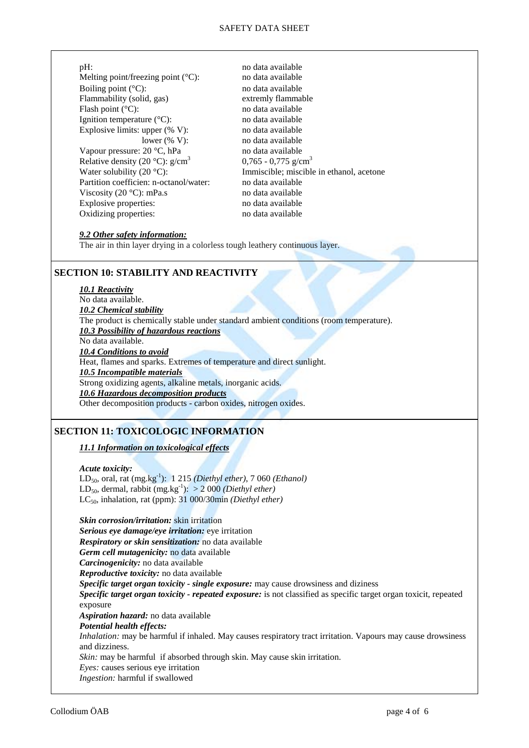| | |
|---|---|
| pH: | no data available |
| Melting point/freezing point (°C): | no data available |
| Boiling point (°C): | no data available |
| Flammability (solid, gas) | extremly flammable |
| Flash point (°C): | no data available |
| Ignition temperature (°C): | no data available |
| Explosive limits: upper (% V): | no data available |
| lower (% V): | no data available |
| Vapour pressure: 20 °C, hPa | no data available |
| Relative density (20 °C): $g/cm^3$ | 0,765 - 0,775 $g/cm^3$ |
| Water solubility (20 °C): | Immiscible; miscible in ethanol, acetone |
| Partition coefficien: n-octanol/water: | no data available |
| Viscosity (20 °C): mPa.s | no data available |
| Explosive properties: | no data available |
| Oxidizing properties: | no data available |

***9.2 Other safety information:***

The air in thin layer drying in a colorless tough leathery continuous layer.

## SECTION 10: STABILITY AND REACTIVITY

***10.1 Reactivity***

No data available.

***10.2 Chemical stability***

The product is chemically stable under standard ambient conditions (room temperature).

***10.3 Possibility of hazardous reactions***

No data available.

***10.4 Conditions to avoid***

Heat, flames and sparks. Extremes of temperature and direct sunlight.

***10.5 Incompatible materials***

Strong oxidizing agents, alkaline metals, inorganic acids.

***10.6 Hazardous decomposition products***

Other decomposition products - carbon oxides, nitrogen oxides.

## SECTION 11: TOXICOLOGIC INFORMATION

***11.1 Information on toxicological effects***

***Acute toxicity:***

$LD_{50}$, oral, rat ($mg.kg^{-1}$): 1 215 *(Diethyl ether)*, 7 060 *(Ethanol)*

$LD_{50}$, dermal, rabbit ($mg.kg^{-1}$): > 2 000 *(Diethyl ether)*

$LC_{50}$, inhalation, rat (ppm): 31 000/30min *(Diethyl ether)*

***Skin corrosion/irritation:*** skin irritation

***Serious eye damage/eye irritation:*** eye irritation

***Respiratory or skin sensitization:*** no data available

***Germ cell mutagenicity:*** no data available

***Carcinogenicity:*** no data available

***Reproductive toxicity:*** no data available

***Specific target organ toxicity - single exposure:*** may cause drowsiness and diziness

***Specific target organ toxicity - repeated exposure:*** is not classified as specific target organ toxicit, repeated exposure

***Aspiration hazard:*** no data available

***Potential health effects:***

*Inhalation:* may be harmful if inhaled. May causes respiratory tract irritation. Vapours may cause drowsiness and dizziness.

*Skin:* may be harmful if absorbed through skin. May cause skin irritation.

*Eyes:* causes serious eye irritation

*Ingestion:* harmful if swallowed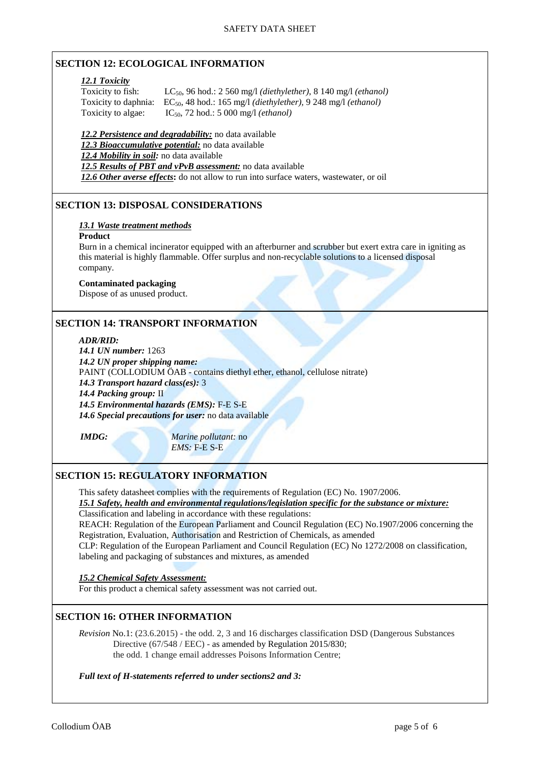## SECTION 12: ECOLOGICAL INFORMATION

***12.1 Toxicity***

Toxicity to fish: $LC_{50}$, 96 hod.: 2 560 mg/l *(diethylether)*, 8 140 mg/l *(ethanol)*
Toxicity to daphnia: $EC_{50}$, 48 hod.: 165 mg/l *(diethylether)*, 9 248 mg/l *(ethanol)*
Toxicity to algae: $IC_{50}$, 72 hod.: 5 000 mg/l *(ethanol)*

***12.2 Persistence and degradability:*** no data available
***12.3 Bioaccumulative potential:*** no data available
***12.4 Mobility in soil:*** no data available
***12.5 Results of PBT and vPvB assessment:*** no data available
***12.6 Other averse effects*:** do not allow to run into surface waters, wastewater, or oil

## SECTION 13: DISPOSAL CONSIDERATIONS

***13.1 Waste treatment methods***

**Product**

Burn in a chemical incinerator equipped with an afterburner and scrubber but exert extra care in igniting as this material is highly flammable. Offer surplus and non-recyclable solutions to a licensed disposal company.

**Contaminated packaging**

Dispose of as unused product.

## SECTION 14: TRANSPORT INFORMATION

***ADR/RID:***
***14.1 UN number:*** 1263
***14.2 UN proper shipping name:***
PAINT (COLLODIUM ÖAB - contains diethyl ether, ethanol, cellulose nitrate)
***14.3 Transport hazard class(es):*** 3
***14.4 Packing group:*** II
***14.5 Environmental hazards (EMS):*** F-E S-E
***14.6 Special precautions for user:*** no data available

***IMDG:*** *Marine pollutant:* no
*EMS:* F-E S-E

## SECTION 15: REGULATORY INFORMATION

This safety datasheet complies with the requirements of Regulation (EC) No. 1907/2006.
***15.1 Safety, health and environmental regulations/legislation specific for the substance or mixture:***
Classification and labeling in accordance with these regulations:
REACH: Regulation of the European Parliament and Council Regulation (EC) No.1907/2006 concerning the Registration, Evaluation, Authorisation and Restriction of Chemicals, as amended
CLP: Regulation of the European Parliament and Council Regulation (EC) No 1272/2008 on classification, labeling and packaging of substances and mixtures, as amended

***15.2 Chemical Safety Assessment:***
For this product a chemical safety assessment was not carried out.

## SECTION 16: OTHER INFORMATION

*Revision* No.1: (23.6.2015) - the odd. 2, 3 and 16 discharges classification DSD (Dangerous Substances Directive (67/548 / EEC) - as amended by Regulation 2015/830;
the odd. 1 change email addresses Poisons Information Centre;

***Full text of H-statements referred to under sections2 and 3:***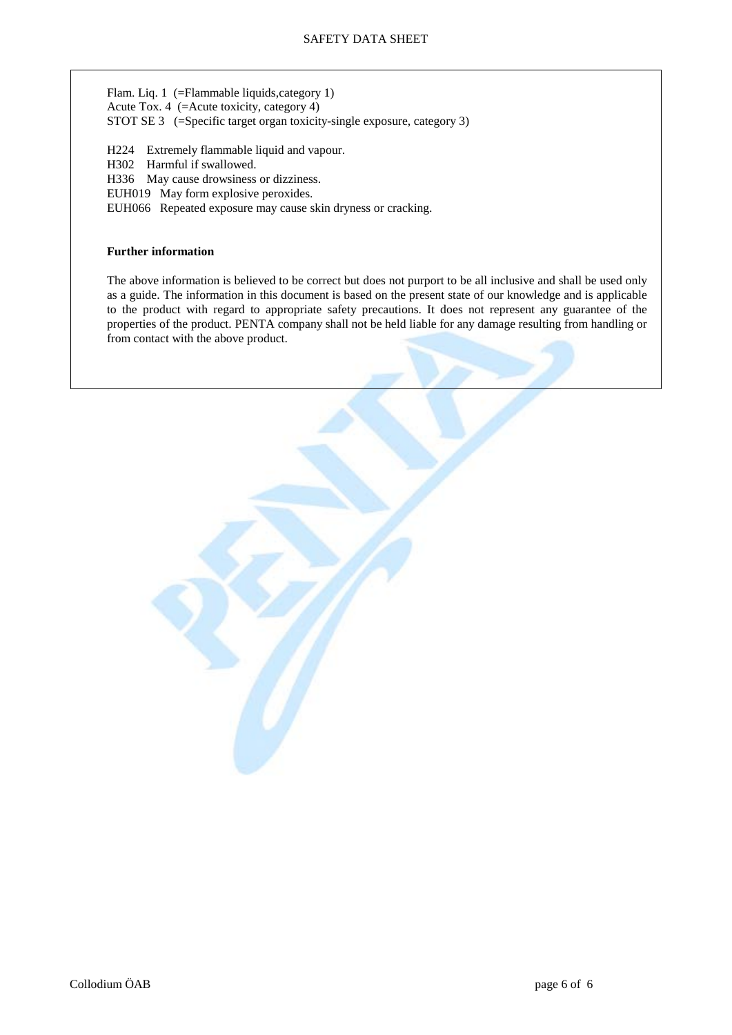Flam. Liq. 1 (=Flammable liquids,category 1)
Acute Tox. 4 (=Acute toxicity, category 4)
STOT SE 3 (=Specific target organ toxicity-single exposure, category 3)

H224 Extremely flammable liquid and vapour.
H302 Harmful if swallowed.
H336 May cause drowsiness or dizziness.
EUH019 May form explosive peroxides.
EUH066 Repeated exposure may cause skin dryness or cracking.

**Further information**

The above information is believed to be correct but does not purport to be all inclusive and shall be used only as a guide. The information in this document is based on the present state of our knowledge and is applicable to the product with regard to appropriate safety precautions. It does not represent any guarantee of the properties of the product. PENTA company shall not be held liable for any damage resulting from handling or from contact with the above product.